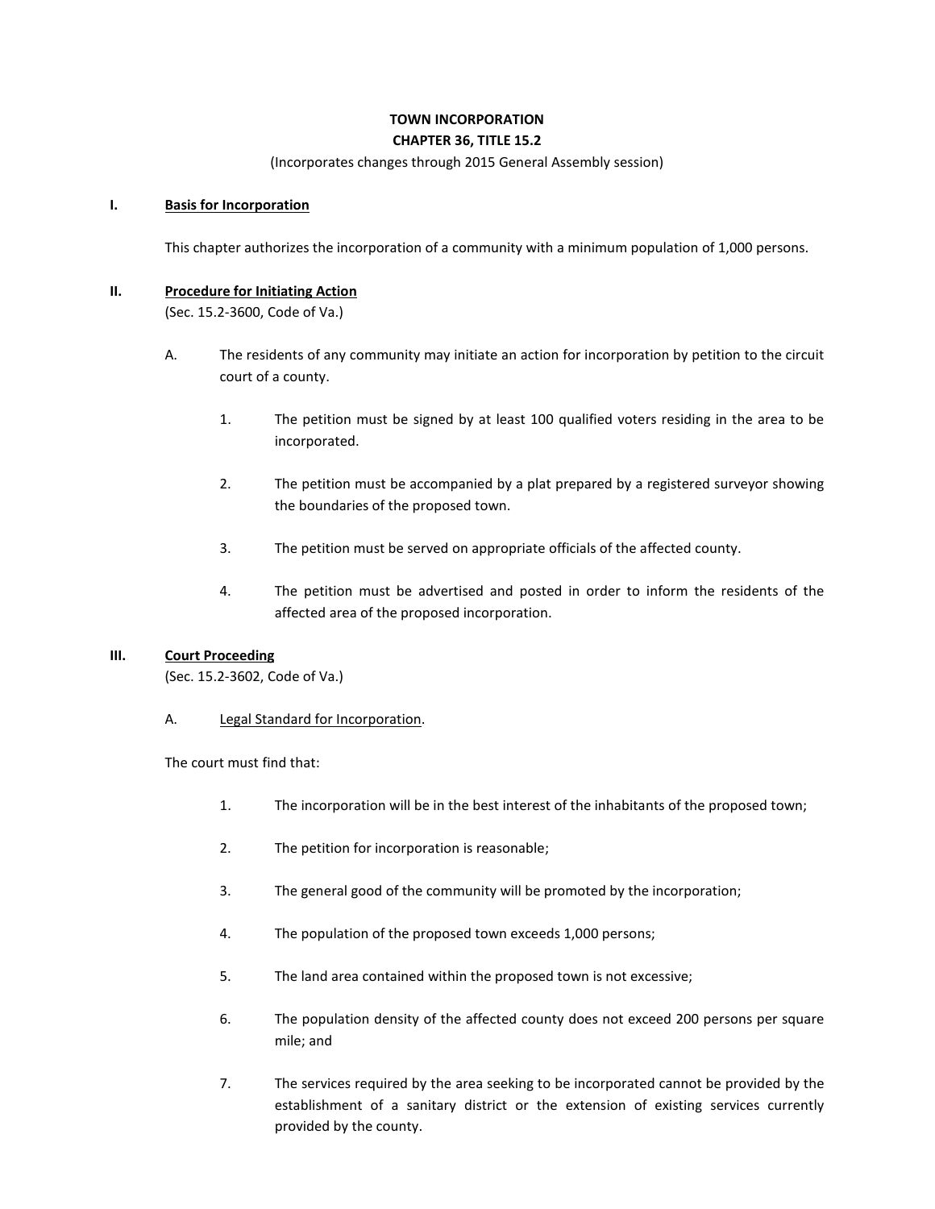# TOWN INCORPORATION

## CHAPTER 36, TITLE 15.2

(Incorporates changes through 2015 General Assembly session)

## I. <u>Basis for Incorporation</u>

This chapter authorizes the incorporation of a community with a minimum population of 1,000 persons.

## II. <u>Procedure for Initiating Action</u>

(Sec. 15.2-3600, Code of Va.)

A. The residents of any community may initiate an action for incorporation by petition to the circuit court of a county.

1. The petition must be signed by at least 100 qualified voters residing in the area to be incorporated.

2. The petition must be accompanied by a plat prepared by a registered surveyor showing the boundaries of the proposed town.

3. The petition must be served on appropriate officials of the affected county.

4. The petition must be advertised and posted in order to inform the residents of the affected area of the proposed incorporation.

## III. <u>Court Proceeding</u>

(Sec. 15.2-3602, Code of Va.)

A. <u>Legal Standard for Incorporation</u>.

The court must find that:

1. The incorporation will be in the best interest of the inhabitants of the proposed town;

2. The petition for incorporation is reasonable;

3. The general good of the community will be promoted by the incorporation;

4. The population of the proposed town exceeds 1,000 persons;

5. The land area contained within the proposed town is not excessive;

6. The population density of the affected county does not exceed 200 persons per square mile; and

7. The services required by the area seeking to be incorporated cannot be provided by the establishment of a sanitary district or the extension of existing services currently provided by the county.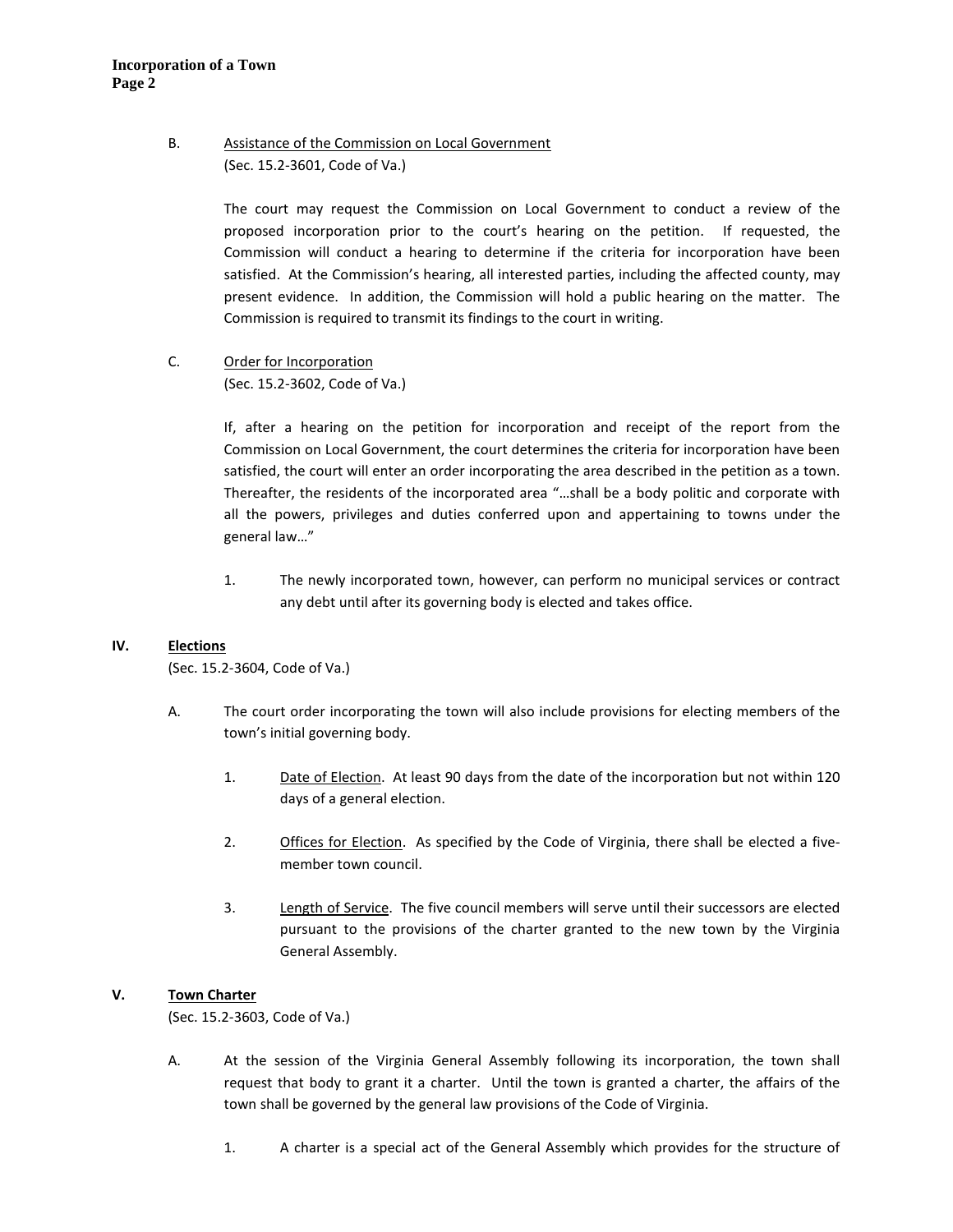B. <u>Assistance of the Commission on Local Government</u>
(Sec. 15.2-3601, Code of Va.)

The court may request the Commission on Local Government to conduct a review of the proposed incorporation prior to the court's hearing on the petition. If requested, the Commission will conduct a hearing to determine if the criteria for incorporation have been satisfied. At the Commission's hearing, all interested parties, including the affected county, may present evidence. In addition, the Commission will hold a public hearing on the matter. The Commission is required to transmit its findings to the court in writing.

C. <u>Order for Incorporation</u>
(Sec. 15.2-3602, Code of Va.)

If, after a hearing on the petition for incorporation and receipt of the report from the Commission on Local Government, the court determines the criteria for incorporation have been satisfied, the court will enter an order incorporating the area described in the petition as a town. Thereafter, the residents of the incorporated area "…shall be a body politic and corporate with all the powers, privileges and duties conferred upon and appertaining to towns under the general law…"

1. The newly incorporated town, however, can perform no municipal services or contract any debt until after its governing body is elected and takes office.

## IV. Elections

(Sec. 15.2-3604, Code of Va.)

A. The court order incorporating the town will also include provisions for electing members of the town's initial governing body.

1. <u>Date of Election</u>. At least 90 days from the date of the incorporation but not within 120 days of a general election.

2. <u>Offices for Election</u>. As specified by the Code of Virginia, there shall be elected a five-member town council.

3. <u>Length of Service</u>. The five council members will serve until their successors are elected pursuant to the provisions of the charter granted to the new town by the Virginia General Assembly.

## V. Town Charter

(Sec. 15.2-3603, Code of Va.)

A. At the session of the Virginia General Assembly following its incorporation, the town shall request that body to grant it a charter. Until the town is granted a charter, the affairs of the town shall be governed by the general law provisions of the Code of Virginia.

1. A charter is a special act of the General Assembly which provides for the structure of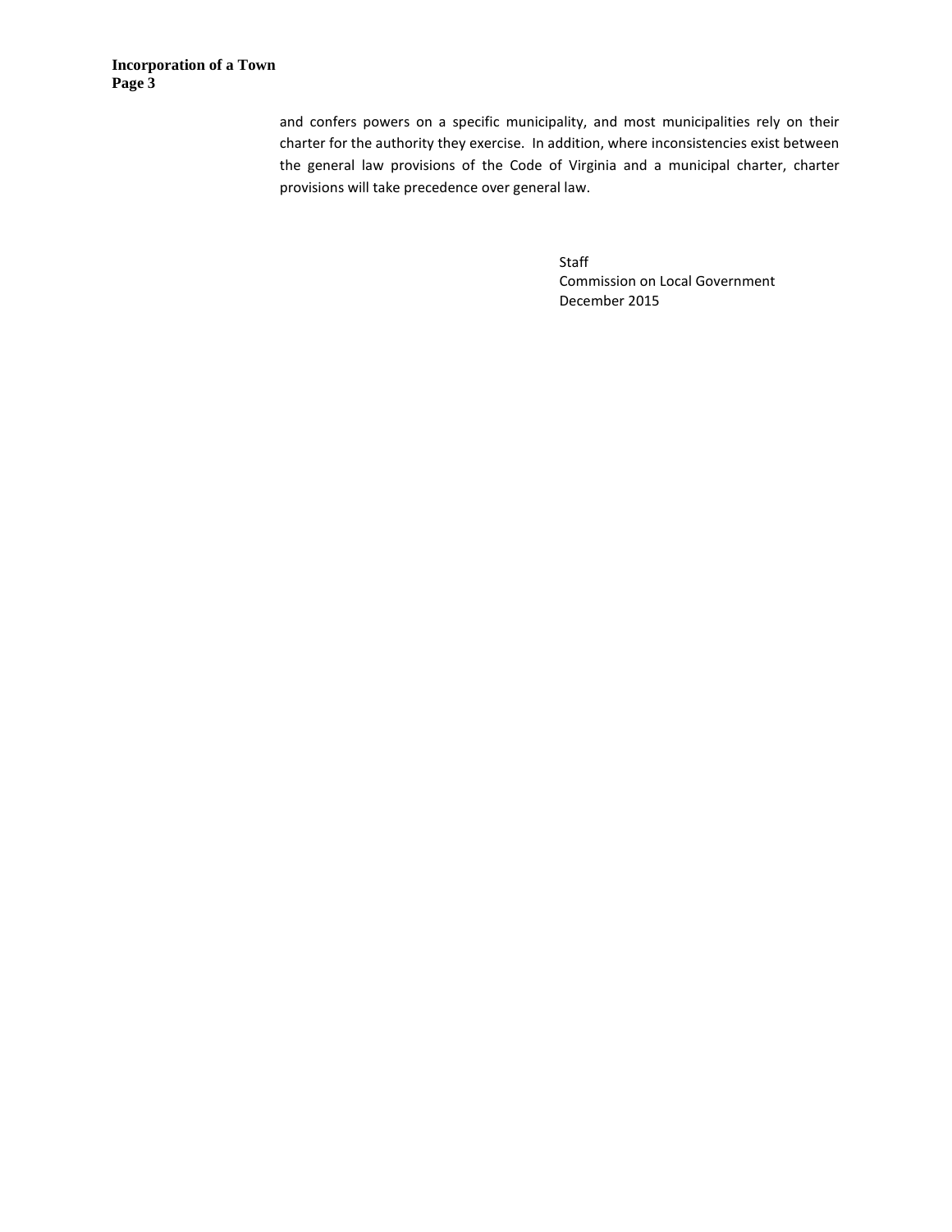and confers powers on a specific municipality, and most municipalities rely on their charter for the authority they exercise. In addition, where inconsistencies exist between the general law provisions of the Code of Virginia and a municipal charter, charter provisions will take precedence over general law.

Staff
Commission on Local Government
December 2015